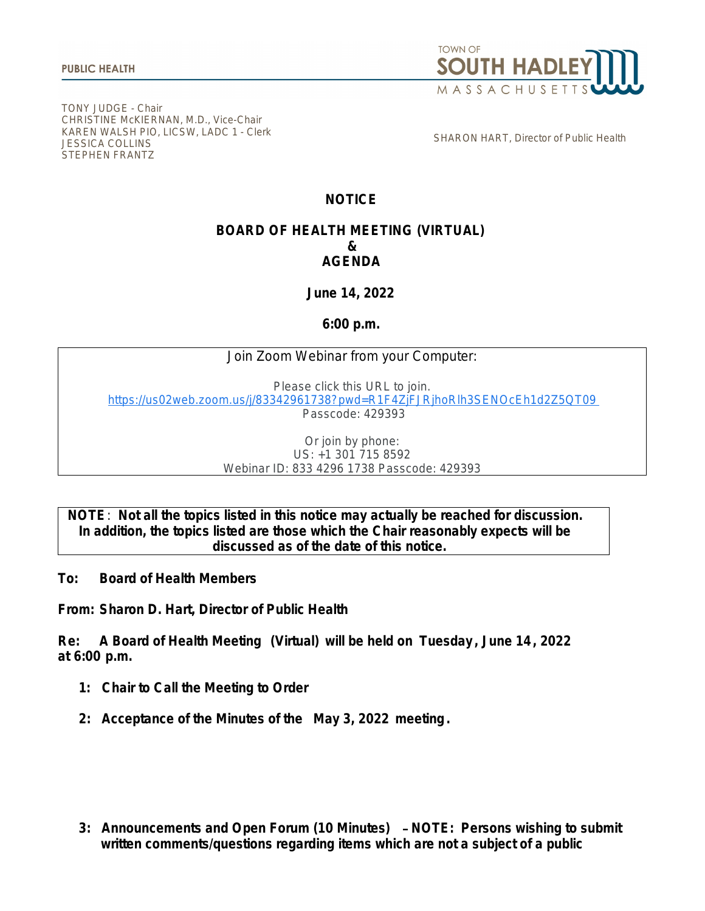PUBLIC HEALTH

TOWN OF SOUTH HADLEY MASSACHUSETTS

TONY JUDGE - Chair
CHRISTINE McKIERNAN, M.D., Vice-Chair
KAREN WALSH PIO, LICSW, LADC 1 - Clerk
JESSICA COLLINS
STEPHEN FRANTZ

SHARON HART, Director of Public Health

# NOTICE

## BOARD OF HEALTH MEETING (VIRTUAL) & AGENDA

**June 14, 2022**

**6:00 p.m.**

Join Zoom Webinar from your Computer:

Please click this URL to join.
https://us02web.zoom.us/j/83342961738?pwd=R1F4ZjFJRjhoRlh3SENOcEh1d2Z5QT09
Passcode: 429393

Or join by phone:
US: +1 301 715 8592
Webinar ID: 833 4296 1738 Passcode: 429393

**NOTE: Not all the topics listed in this notice may actually be reached for discussion. In addition, the topics listed are those which the Chair reasonably expects will be discussed as of the date of this notice.**

**To: Board of Health Members**

**From: Sharon D. Hart, Director of Public Health**

**Re: A Board of Health Meeting (Virtual) will be held on Tuesday, June 14, 2022 at 6:00 p.m.**

1. **Chair to Call the Meeting to Order**
2. **Acceptance of the Minutes of the May 3, 2022 meeting.**
3. **Announcements and Open Forum (10 Minutes) – NOTE: Persons wishing to submit written comments/questions regarding items which are not a subject of a public**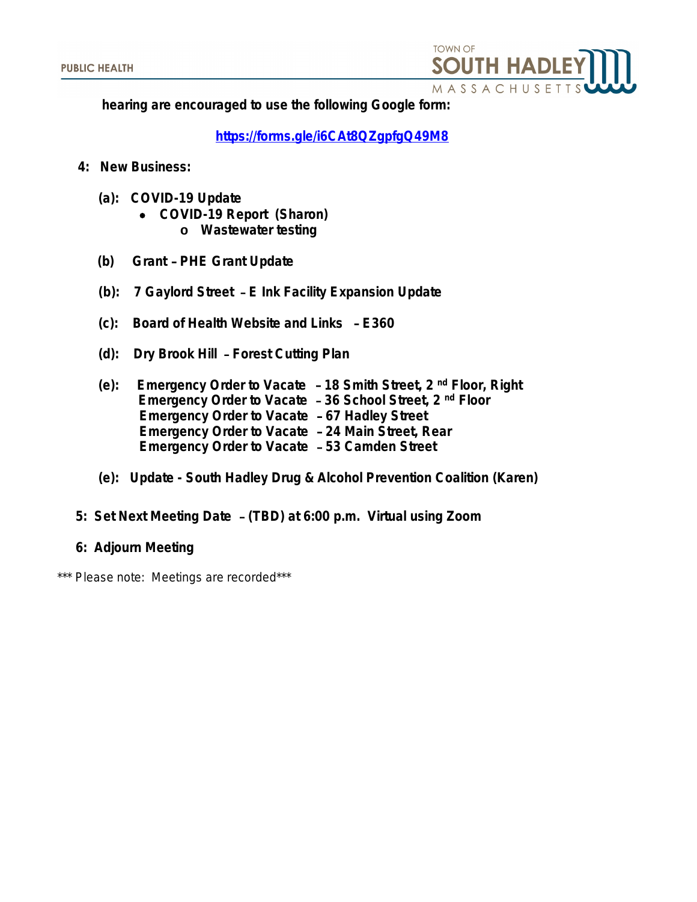**hearing are encouraged to use the following Google form:**

**https://forms.gle/i6CAt8QZgpfgQ49M8**

**4: New Business:**

- **(a): COVID-19 Update**
  - **COVID-19 Report (Sharon)**
    - **Wastewater testing**
- **(b) Grant – PHE Grant Update**
- **(b): 7 Gaylord Street – E Ink Facility Expansion Update**
- **(c): Board of Health Website and Links – E360**
- **(d): Dry Brook Hill – Forest Cutting Plan**
- **(e): Emergency Order to Vacate – 18 Smith Street, 2nd Floor, Right**
  **Emergency Order to Vacate – 36 School Street, 2nd Floor**
  **Emergency Order to Vacate – 67 Hadley Street**
  **Emergency Order to Vacate – 24 Main Street, Rear**
  **Emergency Order to Vacate – 53 Camden Street**
- **(e): Update - South Hadley Drug & Alcohol Prevention Coalition (Karen)**

**5: Set Next Meeting Date – (TBD) at 6:00 p.m. Virtual using Zoom**

**6: Adjourn Meeting**

*** Please note: Meetings are recorded***